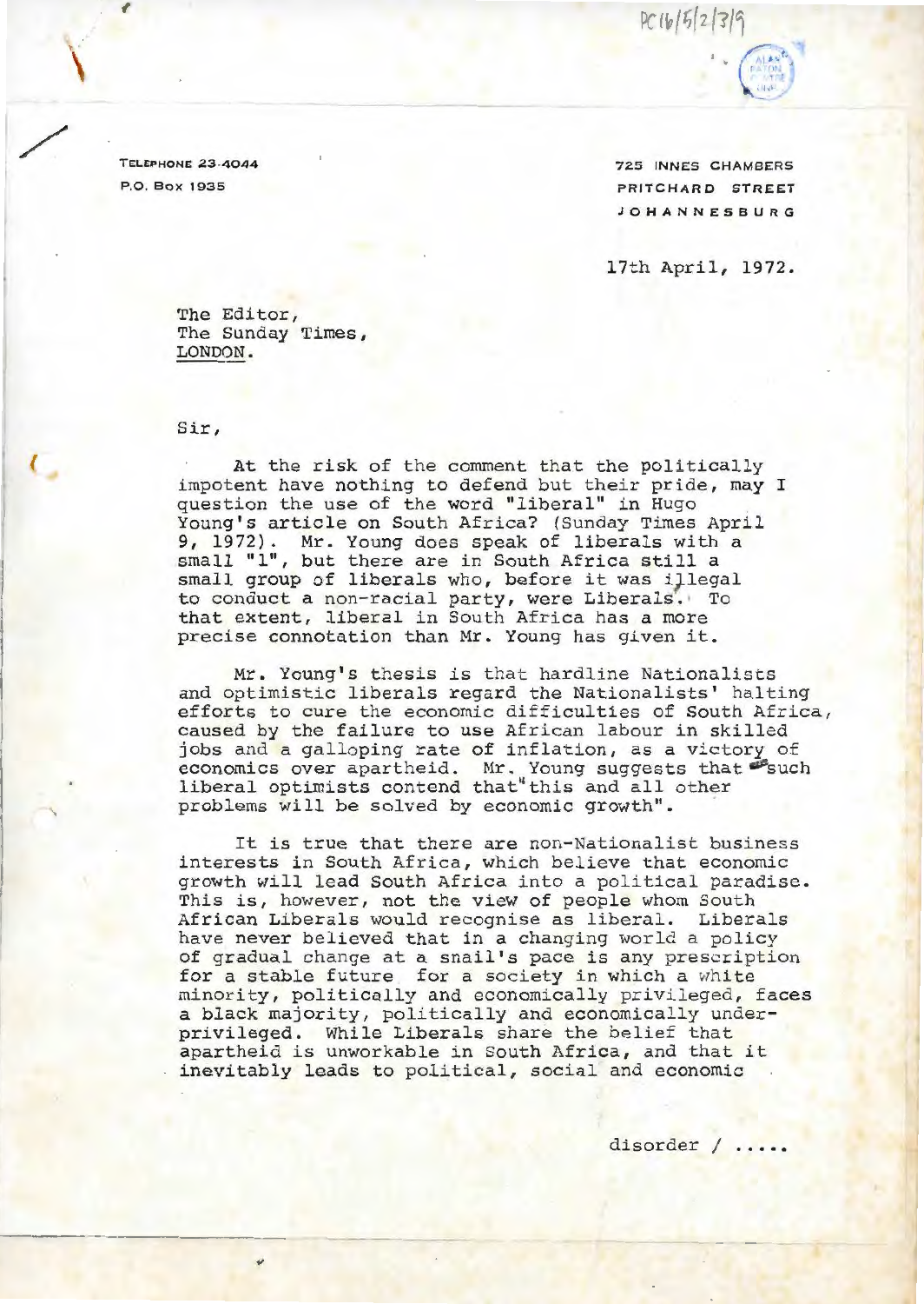PC16/5/2/3/9

TELEPHONE 23-4044
P.O. Box 1935

725 INNES CHAMBERS
PRITCHARD STREET
JOHANNESBURG

17th April, 1972.

The Editor,
The Sunday Times,
LONDON.

Sir,

At the risk of the comment that the politically impotent have nothing to defend but their pride, may I question the use of the word "liberal" in Hugo Young's article on South Africa? (Sunday Times April 9, 1972). Mr. Young does speak of liberals with a small "l", but there are in South Africa still a small group of liberals who, before it was illegal to conduct a non-racial party, were Liberals. To that extent, liberal in South Africa has a more precise connotation than Mr. Young has given it.

Mr. Young's thesis is that hardline Nationalists and optimistic liberals regard the Nationalists' halting efforts to cure the economic difficulties of South Africa, caused by the failure to use African labour in skilled jobs and a galloping rate of inflation, as a victory of economics over apartheid. Mr. Young suggests that "such liberal optimists contend that "this and all other problems will be solved by economic growth".

It is true that there are non-Nationalist business interests in South Africa, which believe that economic growth will lead South Africa into a political paradise. This is, however, not the view of people whom South African Liberals would recognise as liberal. Liberals have never believed that in a changing world a policy of gradual change at a snail's pace is any prescription for a stable future for a society in which a white minority, politically and economically privileged, faces a black majority, politically and economically under-privileged. While Liberals share the belief that apartheid is unworkable in South Africa, and that it inevitably leads to political, social and economic

disorder / .....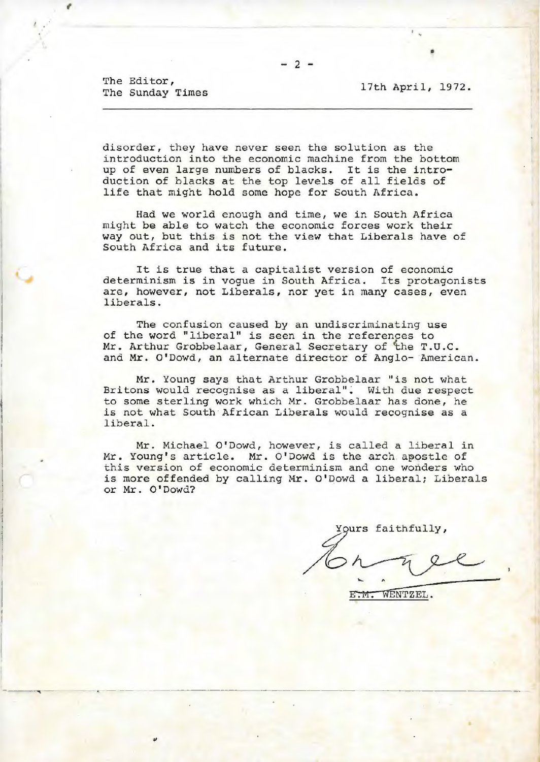The Editor,
The Sunday Times

17th April, 1972.

---

disorder, they have never seen the solution as the introduction into the economic machine from the bottom up of even large numbers of blacks. It is the introduction of blacks at the top levels of all fields of life that might hold some hope for South Africa.

Had we world enough and time, we in South Africa might be able to watch the economic forces work their way out, but this is not the view that Liberals have of South Africa and its future.

It is true that a capitalist version of economic determinism is in vogue in South Africa. Its protagonists are, however, not Liberals, nor yet in many cases, even liberals.

The confusion caused by an undiscriminating use of the word "liberal" is seen in the references to Mr. Arthur Grobbelaar, General Secretary of the T.U.C. and Mr. O'Dowd, an alternate director of Anglo- American.

Mr. Young says that Arthur Grobbelaar "is not what Britons would recognise as a liberal". With due respect to some sterling work which Mr. Grobbelaar has done, he is not what South African Liberals would recognise as a liberal.

Mr. Michael O'Dowd, however, is called a liberal in Mr. Young's article. Mr. O'Dowd is the arch apostle of this version of economic determinism and one wonders who is more offended by calling Mr. O'Dowd a liberal; Liberals or Mr. O'Dowd?

Yours faithfully,

E.M. WENTZEL.